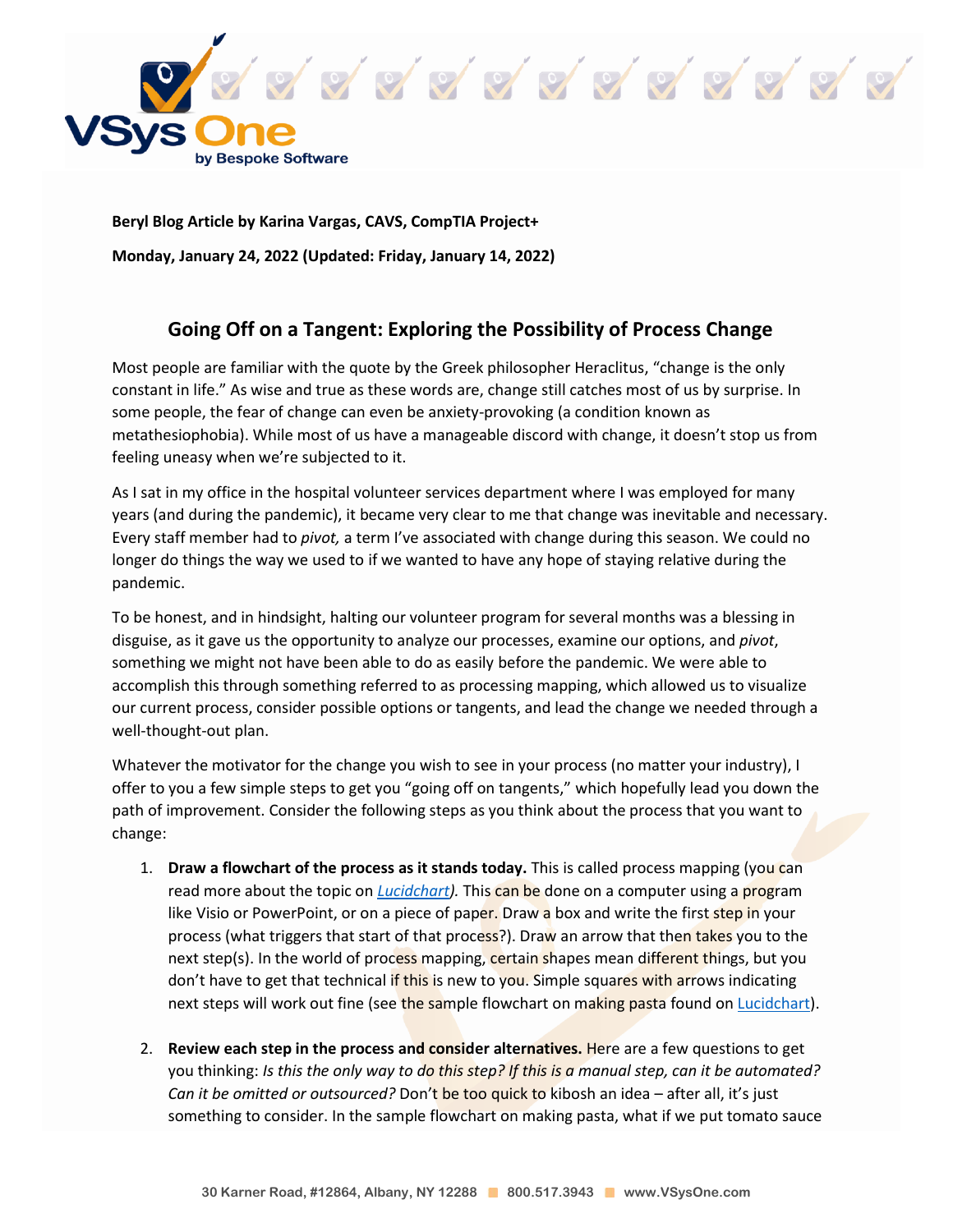**Beryl Blog Article by Karina Vargas, CAVS, CompTIA Project+**

**Monday, January 24, 2022 (Updated: Friday, January 14, 2022)**

## Going Off on a Tangent: Exploring the Possibility of Process Change

Most people are familiar with the quote by the Greek philosopher Heraclitus, "change is the only constant in life." As wise and true as these words are, change still catches most of us by surprise. In some people, the fear of change can even be anxiety-provoking (a condition known as metathesiophobia). While most of us have a manageable discord with change, it doesn't stop us from feeling uneasy when we're subjected to it.

As I sat in my office in the hospital volunteer services department where I was employed for many years (and during the pandemic), it became very clear to me that change was inevitable and necessary. Every staff member had to *pivot,* a term I've associated with change during this season. We could no longer do things the way we used to if we wanted to have any hope of staying relative during the pandemic.

To be honest, and in hindsight, halting our volunteer program for several months was a blessing in disguise, as it gave us the opportunity to analyze our processes, examine our options, and *pivot*, something we might not have been able to do as easily before the pandemic. We were able to accomplish this through something referred to as processing mapping, which allowed us to visualize our current process, consider possible options or tangents, and lead the change we needed through a well-thought-out plan.

Whatever the motivator for the change you wish to see in your process (no matter your industry), I offer to you a few simple steps to get you "going off on tangents," which hopefully lead you down the path of improvement. Consider the following steps as you think about the process that you want to change:

1. **Draw a flowchart of the process as it stands today.** This is called process mapping (you can read more about the topic on *Lucidchart).* This can be done on a computer using a program like Visio or PowerPoint, or on a piece of paper. Draw a box and write the first step in your process (what triggers that start of that process?). Draw an arrow that then takes you to the next step(s). In the world of process mapping, certain shapes mean different things, but you don't have to get that technical if this is new to you. Simple squares with arrows indicating next steps will work out fine (see the sample flowchart on making pasta found on Lucidchart).

2. **Review each step in the process and consider alternatives.** Here are a few questions to get you thinking: *Is this the only way to do this step? If this is a manual step, can it be automated? Can it be omitted or outsourced?* Don't be too quick to kibosh an idea – after all, it's just something to consider. In the sample flowchart on making pasta, what if we put tomato sauce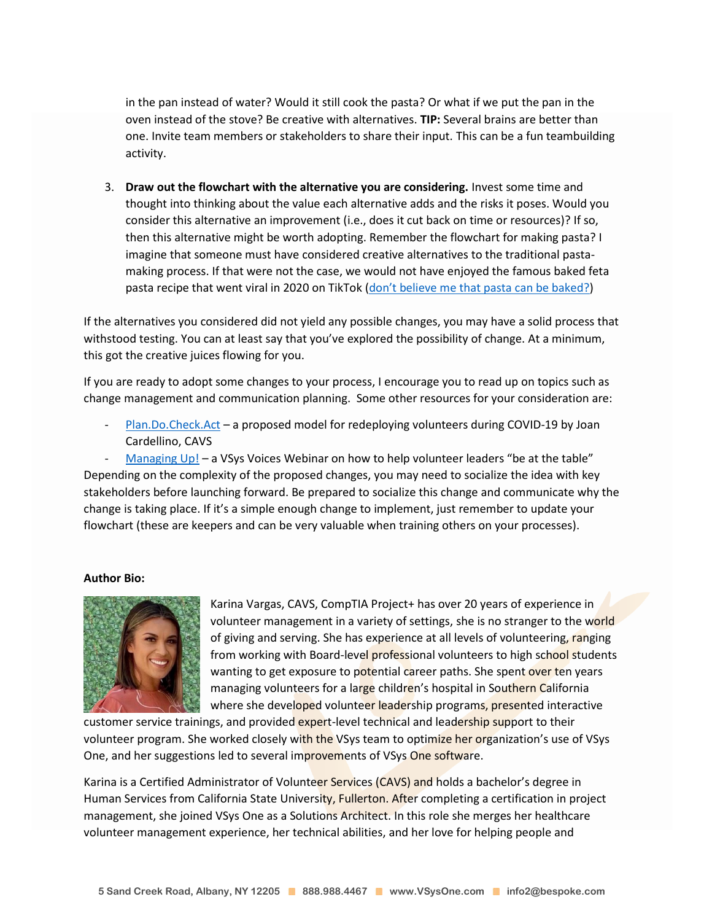in the pan instead of water? Would it still cook the pasta? Or what if we put the pan in the oven instead of the stove? Be creative with alternatives. **TIP:** Several brains are better than one. Invite team members or stakeholders to share their input. This can be a fun teambuilding activity.

3. **Draw out the flowchart with the alternative you are considering.** Invest some time and thought into thinking about the value each alternative adds and the risks it poses. Would you consider this alternative an improvement (i.e., does it cut back on time or resources)? If so, then this alternative might be worth adopting. Remember the flowchart for making pasta? I imagine that someone must have considered creative alternatives to the traditional pasta-making process. If that were not the case, we would not have enjoyed the famous baked feta pasta recipe that went viral in 2020 on TikTok (don't believe me that pasta can be baked?)

If the alternatives you considered did not yield any possible changes, you may have a solid process that withstood testing. You can at least say that you've explored the possibility of change. At a minimum, this got the creative juices flowing for you.

If you are ready to adopt some changes to your process, I encourage you to read up on topics such as change management and communication planning. Some other resources for your consideration are:

- Plan.Do.Check.Act – a proposed model for redeploying volunteers during COVID-19 by Joan Cardellino, CAVS
- Managing Up! – a VSys Voices Webinar on how to help volunteer leaders "be at the table"

Depending on the complexity of the proposed changes, you may need to socialize the idea with key stakeholders before launching forward. Be prepared to socialize this change and communicate why the change is taking place. If it's a simple enough change to implement, just remember to update your flowchart (these are keepers and can be very valuable when training others on your processes).

**Author Bio:**

Karina Vargas, CAVS, CompTIA Project+ has over 20 years of experience in volunteer management in a variety of settings, she is no stranger to the world of giving and serving. She has experience at all levels of volunteering, ranging from working with Board-level professional volunteers to high school students wanting to get exposure to potential career paths. She spent over ten years managing volunteers for a large children's hospital in Southern California where she developed volunteer leadership programs, presented interactive customer service trainings, and provided expert-level technical and leadership support to their volunteer program. She worked closely with the VSys team to optimize her organization's use of VSys One, and her suggestions led to several improvements of VSys One software.

Karina is a Certified Administrator of Volunteer Services (CAVS) and holds a bachelor's degree in Human Services from California State University, Fullerton. After completing a certification in project management, she joined VSys One as a Solutions Architect. In this role she merges her healthcare volunteer management experience, her technical abilities, and her love for helping people and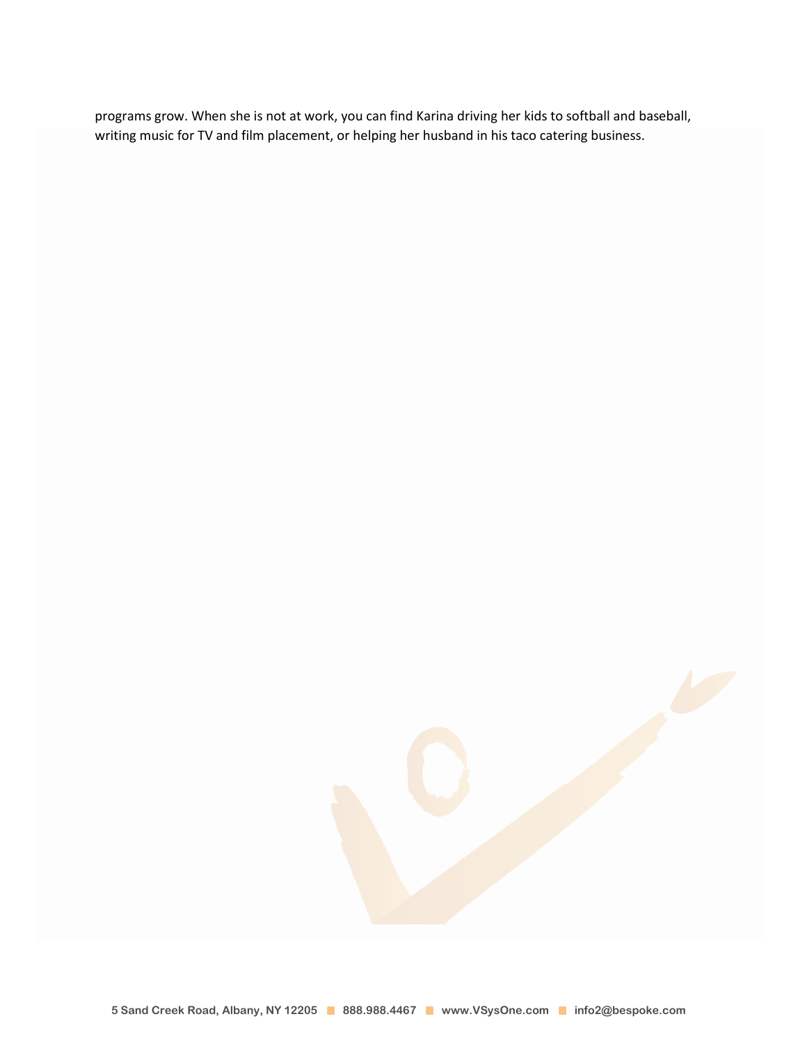programs grow. When she is not at work, you can find Karina driving her kids to softball and baseball, writing music for TV and film placement, or helping her husband in his taco catering business.